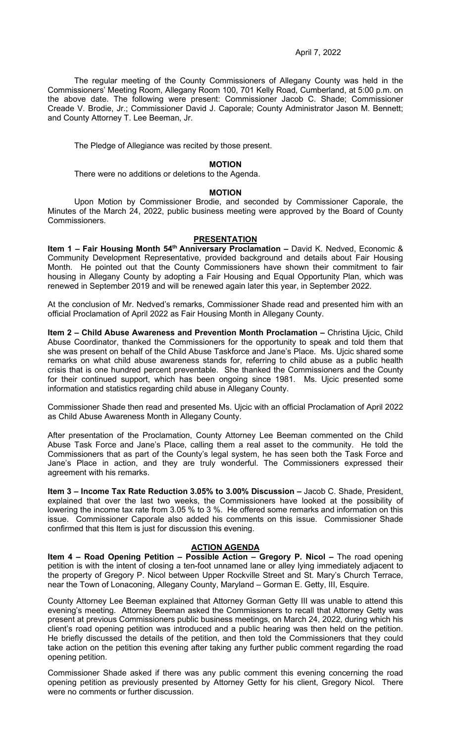April 7, 2022

The regular meeting of the County Commissioners of Allegany County was held in the Commissioners' Meeting Room, Allegany Room 100, 701 Kelly Road, Cumberland, at 5:00 p.m. on the above date. The following were present: Commissioner Jacob C. Shade; Commissioner Creade V. Brodie, Jr.; Commissioner David J. Caporale; County Administrator Jason M. Bennett; and County Attorney T. Lee Beeman, Jr.

The Pledge of Allegiance was recited by those present.

**MOTION**

There were no additions or deletions to the Agenda.

**MOTION**

Upon Motion by Commissioner Brodie, and seconded by Commissioner Caporale, the Minutes of the March 24, 2022, public business meeting were approved by the Board of County Commissioners.

**PRESENTATION**

**Item 1 – Fair Housing Month 54th Anniversary Proclamation –** David K. Nedved, Economic & Community Development Representative, provided background and details about Fair Housing Month. He pointed out that the County Commissioners have shown their commitment to fair housing in Allegany County by adopting a Fair Housing and Equal Opportunity Plan, which was renewed in September 2019 and will be renewed again later this year, in September 2022.

At the conclusion of Mr. Nedved's remarks, Commissioner Shade read and presented him with an official Proclamation of April 2022 as Fair Housing Month in Allegany County.

**Item 2 – Child Abuse Awareness and Prevention Month Proclamation –** Christina Ujcic, Child Abuse Coordinator, thanked the Commissioners for the opportunity to speak and told them that she was present on behalf of the Child Abuse Taskforce and Jane's Place. Ms. Ujcic shared some remarks on what child abuse awareness stands for, referring to child abuse as a public health crisis that is one hundred percent preventable. She thanked the Commissioners and the County for their continued support, which has been ongoing since 1981. Ms. Ujcic presented some information and statistics regarding child abuse in Allegany County.

Commissioner Shade then read and presented Ms. Ujcic with an official Proclamation of April 2022 as Child Abuse Awareness Month in Allegany County.

After presentation of the Proclamation, County Attorney Lee Beeman commented on the Child Abuse Task Force and Jane's Place, calling them a real asset to the community. He told the Commissioners that as part of the County's legal system, he has seen both the Task Force and Jane's Place in action, and they are truly wonderful. The Commissioners expressed their agreement with his remarks.

**Item 3 – Income Tax Rate Reduction 3.05% to 3.00% Discussion –** Jacob C. Shade, President, explained that over the last two weeks, the Commissioners have looked at the possibility of lowering the income tax rate from 3.05 % to 3 %. He offered some remarks and information on this issue. Commissioner Caporale also added his comments on this issue. Commissioner Shade confirmed that this Item is just for discussion this evening.

**ACTION AGENDA**

**Item 4 – Road Opening Petition – Possible Action – Gregory P. Nicol –** The road opening petition is with the intent of closing a ten-foot unnamed lane or alley lying immediately adjacent to the property of Gregory P. Nicol between Upper Rockville Street and St. Mary's Church Terrace, near the Town of Lonaconing, Allegany County, Maryland – Gorman E. Getty, III, Esquire.

County Attorney Lee Beeman explained that Attorney Gorman Getty III was unable to attend this evening's meeting. Attorney Beeman asked the Commissioners to recall that Attorney Getty was present at previous Commissioners public business meetings, on March 24, 2022, during which his client's road opening petition was introduced and a public hearing was then held on the petition. He briefly discussed the details of the petition, and then told the Commissioners that they could take action on the petition this evening after taking any further public comment regarding the road opening petition.

Commissioner Shade asked if there was any public comment this evening concerning the road opening petition as previously presented by Attorney Getty for his client, Gregory Nicol. There were no comments or further discussion.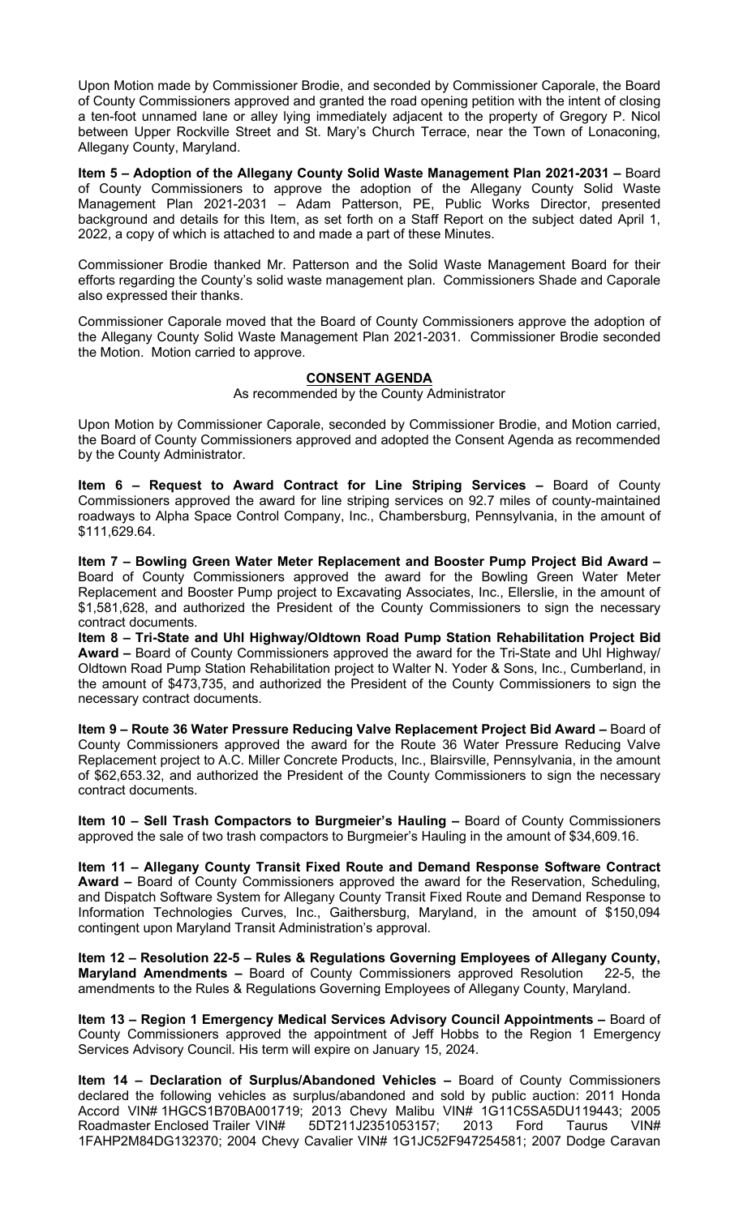Upon Motion made by Commissioner Brodie, and seconded by Commissioner Caporale, the Board of County Commissioners approved and granted the road opening petition with the intent of closing a ten-foot unnamed lane or alley lying immediately adjacent to the property of Gregory P. Nicol between Upper Rockville Street and St. Mary's Church Terrace, near the Town of Lonaconing, Allegany County, Maryland.

**Item 5 – Adoption of the Allegany County Solid Waste Management Plan 2021-2031 –** Board of County Commissioners to approve the adoption of the Allegany County Solid Waste Management Plan 2021-2031 – Adam Patterson, PE, Public Works Director, presented background and details for this Item, as set forth on a Staff Report on the subject dated April 1, 2022, a copy of which is attached to and made a part of these Minutes.

Commissioner Brodie thanked Mr. Patterson and the Solid Waste Management Board for their efforts regarding the County's solid waste management plan. Commissioners Shade and Caporale also expressed their thanks.

Commissioner Caporale moved that the Board of County Commissioners approve the adoption of the Allegany County Solid Waste Management Plan 2021-2031. Commissioner Brodie seconded the Motion. Motion carried to approve.

## CONSENT AGENDA

As recommended by the County Administrator

Upon Motion by Commissioner Caporale, seconded by Commissioner Brodie, and Motion carried, the Board of County Commissioners approved and adopted the Consent Agenda as recommended by the County Administrator.

**Item 6 – Request to Award Contract for Line Striping Services –** Board of County Commissioners approved the award for line striping services on 92.7 miles of county-maintained roadways to Alpha Space Control Company, Inc., Chambersburg, Pennsylvania, in the amount of $111,629.64.

**Item 7 – Bowling Green Water Meter Replacement and Booster Pump Project Bid Award –** Board of County Commissioners approved the award for the Bowling Green Water Meter Replacement and Booster Pump project to Excavating Associates, Inc., Ellerslie, in the amount of $1,581,628, and authorized the President of the County Commissioners to sign the necessary contract documents.

**Item 8 – Tri-State and Uhl Highway/Oldtown Road Pump Station Rehabilitation Project Bid Award –** Board of County Commissioners approved the award for the Tri-State and Uhl Highway/ Oldtown Road Pump Station Rehabilitation project to Walter N. Yoder & Sons, Inc., Cumberland, in the amount of $473,735, and authorized the President of the County Commissioners to sign the necessary contract documents.

**Item 9 – Route 36 Water Pressure Reducing Valve Replacement Project Bid Award –** Board of County Commissioners approved the award for the Route 36 Water Pressure Reducing Valve Replacement project to A.C. Miller Concrete Products, Inc., Blairsville, Pennsylvania, in the amount of $62,653.32, and authorized the President of the County Commissioners to sign the necessary contract documents.

**Item 10 – Sell Trash Compactors to Burgmeier's Hauling –** Board of County Commissioners approved the sale of two trash compactors to Burgmeier's Hauling in the amount of $34,609.16.

**Item 11 – Allegany County Transit Fixed Route and Demand Response Software Contract Award –** Board of County Commissioners approved the award for the Reservation, Scheduling, and Dispatch Software System for Allegany County Transit Fixed Route and Demand Response to Information Technologies Curves, Inc., Gaithersburg, Maryland, in the amount of $150,094 contingent upon Maryland Transit Administration's approval.

**Item 12 – Resolution 22-5 – Rules & Regulations Governing Employees of Allegany County, Maryland Amendments –** Board of County Commissioners approved Resolution 22-5, the amendments to the Rules & Regulations Governing Employees of Allegany County, Maryland.

**Item 13 – Region 1 Emergency Medical Services Advisory Council Appointments –** Board of County Commissioners approved the appointment of Jeff Hobbs to the Region 1 Emergency Services Advisory Council. His term will expire on January 15, 2024.

**Item 14 – Declaration of Surplus/Abandoned Vehicles –** Board of County Commissioners declared the following vehicles as surplus/abandoned and sold by public auction: 2011 Honda Accord VIN# 1HGCS1B70BA001719; 2013 Chevy Malibu VIN# 1G11C5SA5DU119443; 2005 Roadmaster Enclosed Trailer VIN# 5DT211J2351053157; 2013 Ford Taurus VIN# 1FAHP2M84DG132370; 2004 Chevy Cavalier VIN# 1G1JC52F947254581; 2007 Dodge Caravan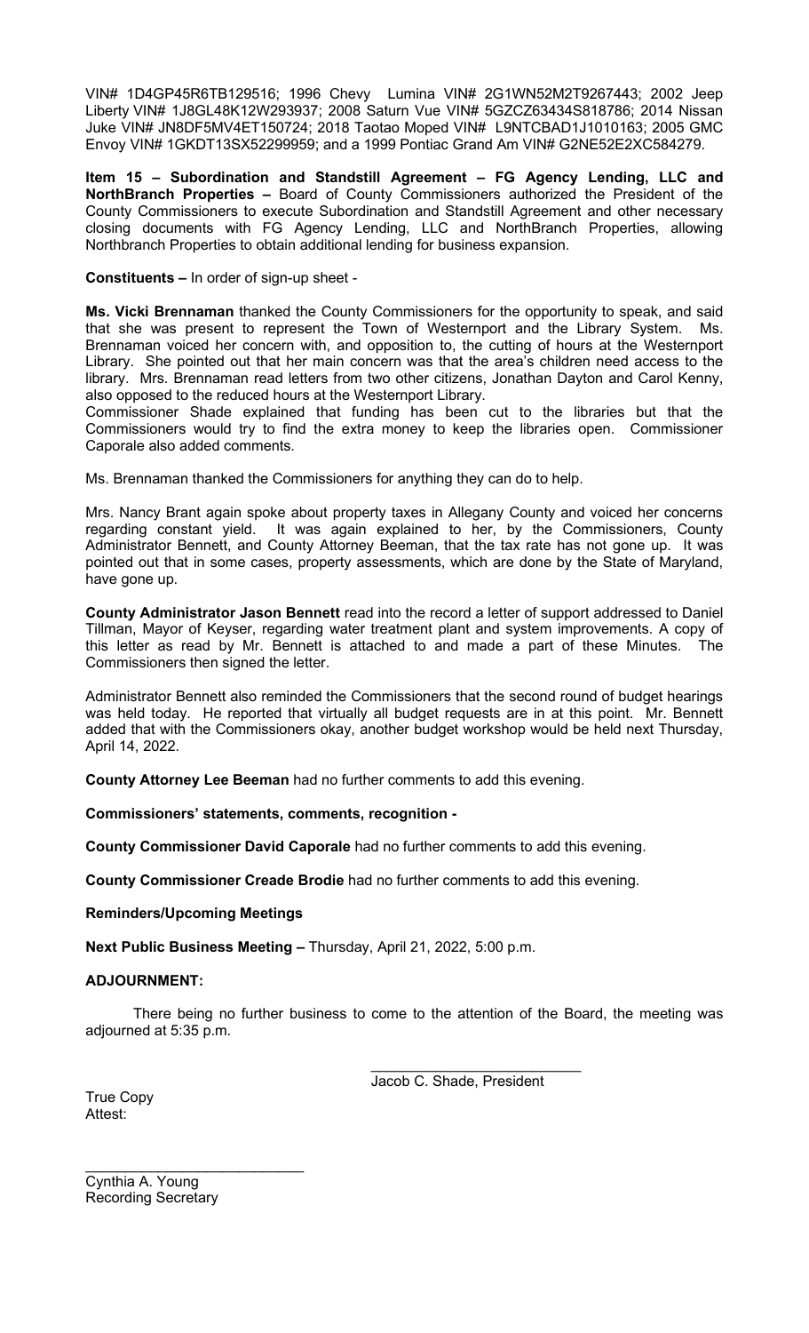VIN# 1D4GP45R6TB129516; 1996 Chevy Lumina VIN# 2G1WN52M2T9267443; 2002 Jeep Liberty VIN# 1J8GL48K12W293937; 2008 Saturn Vue VIN# 5GZCZ63434S818786; 2014 Nissan Juke VIN# JN8DF5MV4ET150724; 2018 Taotao Moped VIN# L9NTCBAD1J1010163; 2005 GMC Envoy VIN# 1GKDT13SX52299959; and a 1999 Pontiac Grand Am VIN# G2NE52E2XC584279.

**Item 15 – Subordination and Standstill Agreement – FG Agency Lending, LLC and NorthBranch Properties –** Board of County Commissioners authorized the President of the County Commissioners to execute Subordination and Standstill Agreement and other necessary closing documents with FG Agency Lending, LLC and NorthBranch Properties, allowing Northbranch Properties to obtain additional lending for business expansion.

**Constituents –** In order of sign-up sheet -

**Ms. Vicki Brennaman** thanked the County Commissioners for the opportunity to speak, and said that she was present to represent the Town of Westernport and the Library System. Ms. Brennaman voiced her concern with, and opposition to, the cutting of hours at the Westernport Library. She pointed out that her main concern was that the area's children need access to the library. Mrs. Brennaman read letters from two other citizens, Jonathan Dayton and Carol Kenny, also opposed to the reduced hours at the Westernport Library.
Commissioner Shade explained that funding has been cut to the libraries but that the Commissioners would try to find the extra money to keep the libraries open. Commissioner Caporale also added comments.

Ms. Brennaman thanked the Commissioners for anything they can do to help.

Mrs. Nancy Brant again spoke about property taxes in Allegany County and voiced her concerns regarding constant yield. It was again explained to her, by the Commissioners, County Administrator Bennett, and County Attorney Beeman, that the tax rate has not gone up. It was pointed out that in some cases, property assessments, which are done by the State of Maryland, have gone up.

**County Administrator Jason Bennett** read into the record a letter of support addressed to Daniel Tillman, Mayor of Keyser, regarding water treatment plant and system improvements. A copy of this letter as read by Mr. Bennett is attached to and made a part of these Minutes. The Commissioners then signed the letter.

Administrator Bennett also reminded the Commissioners that the second round of budget hearings was held today. He reported that virtually all budget requests are in at this point. Mr. Bennett added that with the Commissioners okay, another budget workshop would be held next Thursday, April 14, 2022.

**County Attorney Lee Beeman** had no further comments to add this evening.

**Commissioners' statements, comments, recognition -**

**County Commissioner David Caporale** had no further comments to add this evening.

**County Commissioner Creade Brodie** had no further comments to add this evening.

**Reminders/Upcoming Meetings**

**Next Public Business Meeting –** Thursday, April 21, 2022, 5:00 p.m.

**ADJOURNMENT:**

There being no further business to come to the attention of the Board, the meeting was adjourned at 5:35 p.m.

\_\_\_\_\_\_\_\_\_\_\_\_\_\_\_\_\_\_\_\_\_\_\_\_\_\_
Jacob C. Shade, President

True Copy
Attest:

\_\_\_\_\_\_\_\_\_\_\_\_\_\_\_\_\_\_\_\_\_\_\_\_\_\_
Cynthia A. Young
Recording Secretary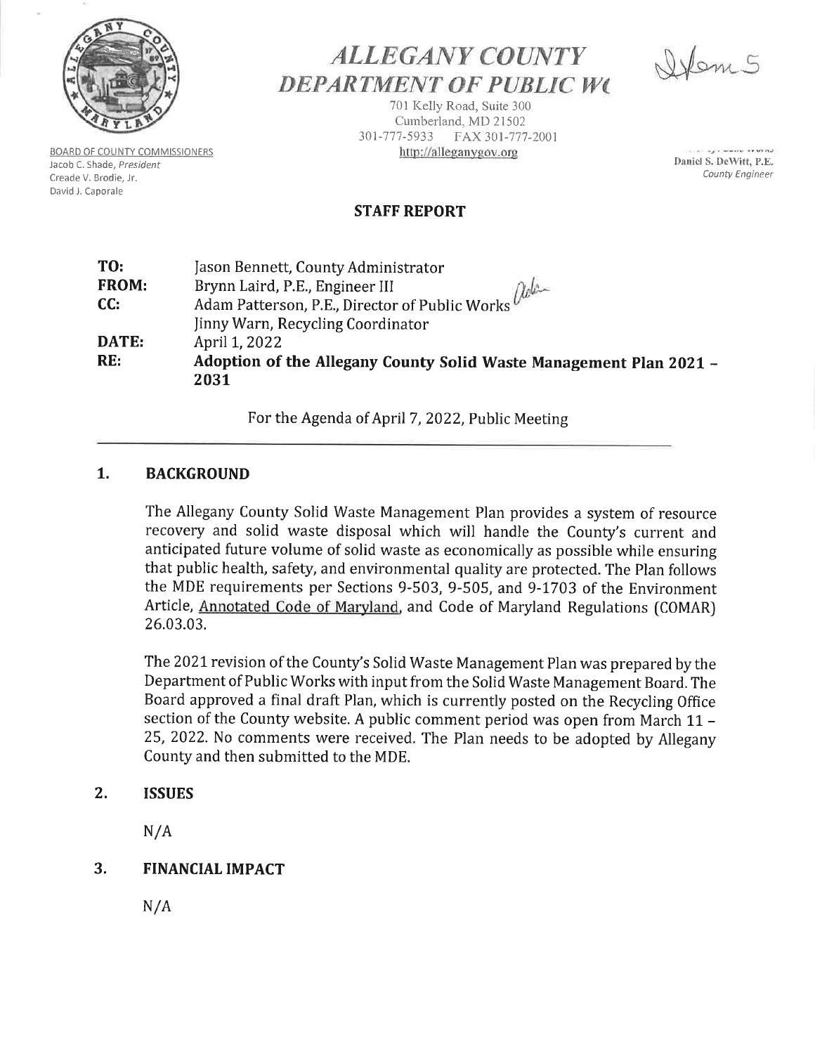BOARD OF COUNTY COMMISSIONERS
Jacob C. Shade, *President*
Creade V. Brodie, Jr.
David J. Caporale

# *ALLEGANY COUNTY DEPARTMENT OF PUBLIC WO*

701 Kelly Road, Suite 300
Cumberland, MD 21502
301-777-5933 FAX 301-777-2001
http://alleganygov.org

Item 5

Daniel S. DeWitt, P.E.
*County Engineer*

## STAFF REPORT

| | |
|---|---|
| **TO:** | Jason Bennett, County Administrator |
| **FROM:** | Brynn Laird, P.E., Engineer III |
| **CC:** | Adam Patterson, P.E., Director of Public Works |
| | Jinny Warn, Recycling Coordinator |
| **DATE:** | April 1, 2022 |
| **RE:** | **Adoption of the Allegany County Solid Waste Management Plan 2021 – 2031** |

For the Agenda of April 7, 2022, Public Meeting

## 1. BACKGROUND

The Allegany County Solid Waste Management Plan provides a system of resource recovery and solid waste disposal which will handle the County's current and anticipated future volume of solid waste as economically as possible while ensuring that public health, safety, and environmental quality are protected. The Plan follows the MDE requirements per Sections 9-503, 9-505, and 9-1703 of the Environment Article, Annotated Code of Maryland, and Code of Maryland Regulations (COMAR) 26.03.03.

The 2021 revision of the County's Solid Waste Management Plan was prepared by the Department of Public Works with input from the Solid Waste Management Board. The Board approved a final draft Plan, which is currently posted on the Recycling Office section of the County website. A public comment period was open from March 11 – 25, 2022. No comments were received. The Plan needs to be adopted by Allegany County and then submitted to the MDE.

## 2. ISSUES

N/A

## 3. FINANCIAL IMPACT

N/A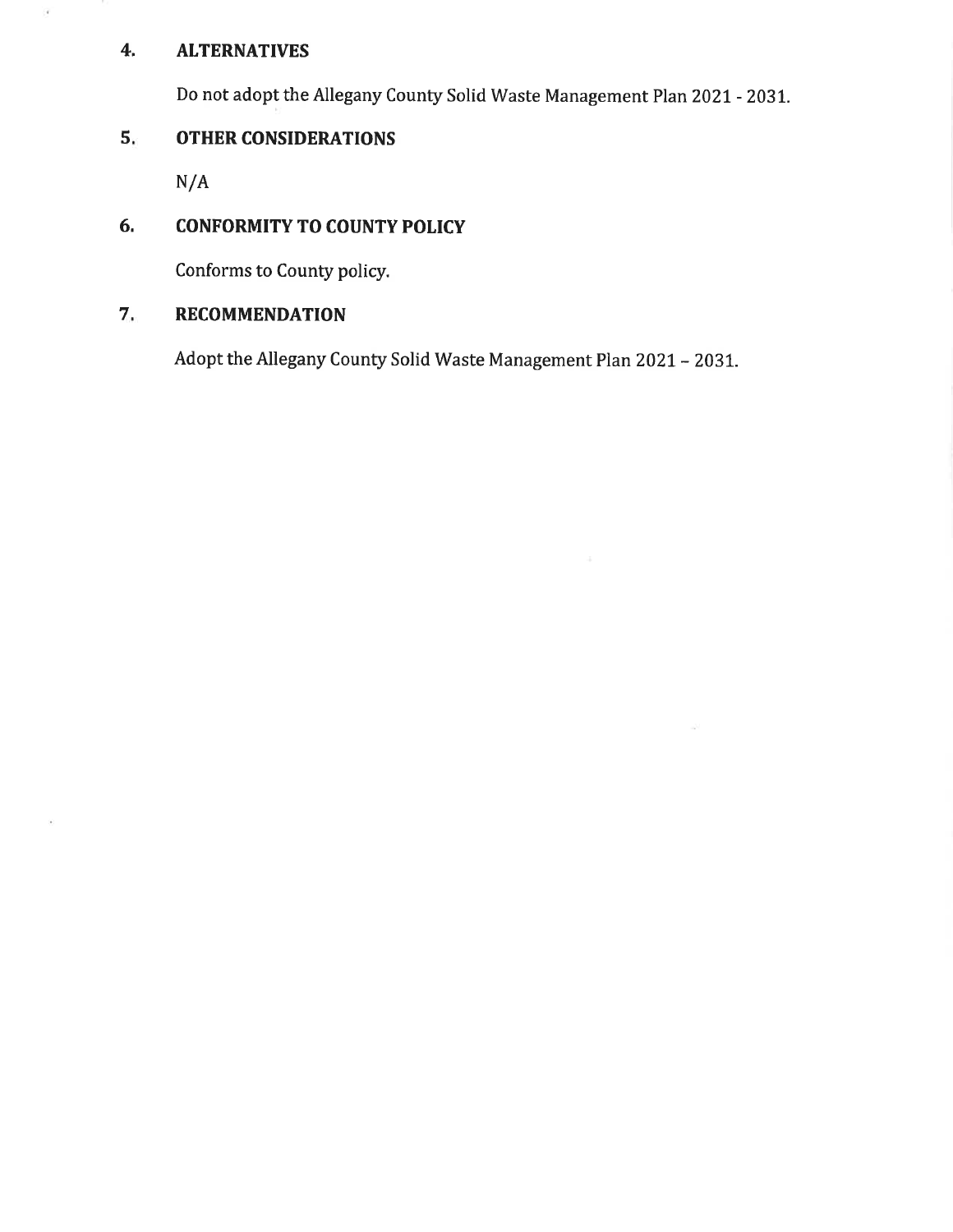## 4. ALTERNATIVES

Do not adopt the Allegany County Solid Waste Management Plan 2021 - 2031.

## 5. OTHER CONSIDERATIONS

N/A

## 6. CONFORMITY TO COUNTY POLICY

Conforms to County policy.

## 7. RECOMMENDATION

Adopt the Allegany County Solid Waste Management Plan 2021 – 2031.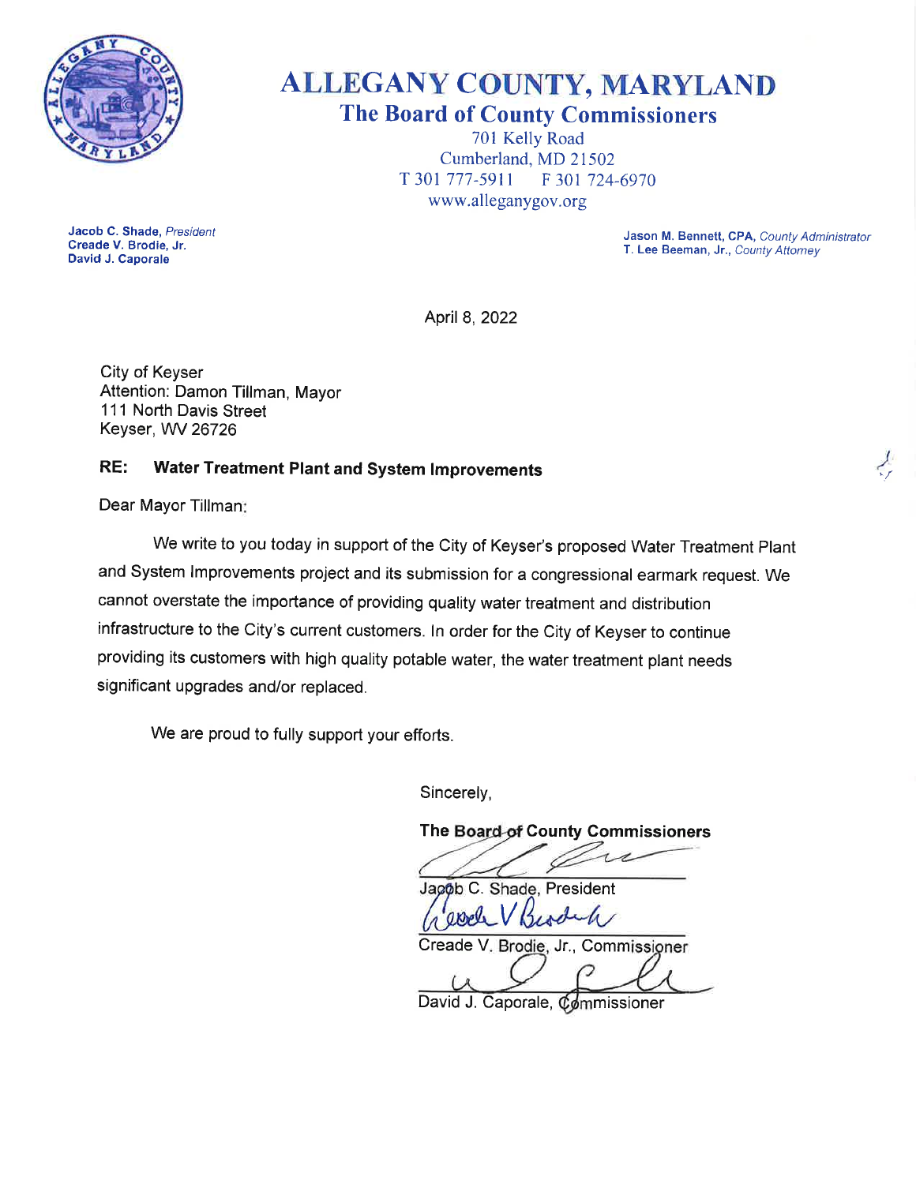# ALLEGANY COUNTY, MARYLAND

## The Board of County Commissioners

701 Kelly Road
Cumberland, MD 21502
T 301 777-5911  F 301 724-6970
www.alleganygov.org

**Jacob C. Shade**, *President*
**Creade V. Brodie, Jr.**
**David J. Caporale**

**Jason M. Bennett, CPA**, *County Administrator*
**T. Lee Beeman, Jr.**, *County Attorney*

April 8, 2022

City of Keyser
Attention: Damon Tillman, Mayor
111 North Davis Street
Keyser, WV 26726

**RE: Water Treatment Plant and System Improvements**

Dear Mayor Tillman:

We write to you today in support of the City of Keyser's proposed Water Treatment Plant and System Improvements project and its submission for a congressional earmark request. We cannot overstate the importance of providing quality water treatment and distribution infrastructure to the City's current customers. In order for the City of Keyser to continue providing its customers with high quality potable water, the water treatment plant needs significant upgrades and/or replaced.

We are proud to fully support your efforts.

Sincerely,

**The Board of County Commissioners**

Jacob C. Shade, President

Creade V. Brodie, Jr., Commissioner

David J. Caporale, Commissioner